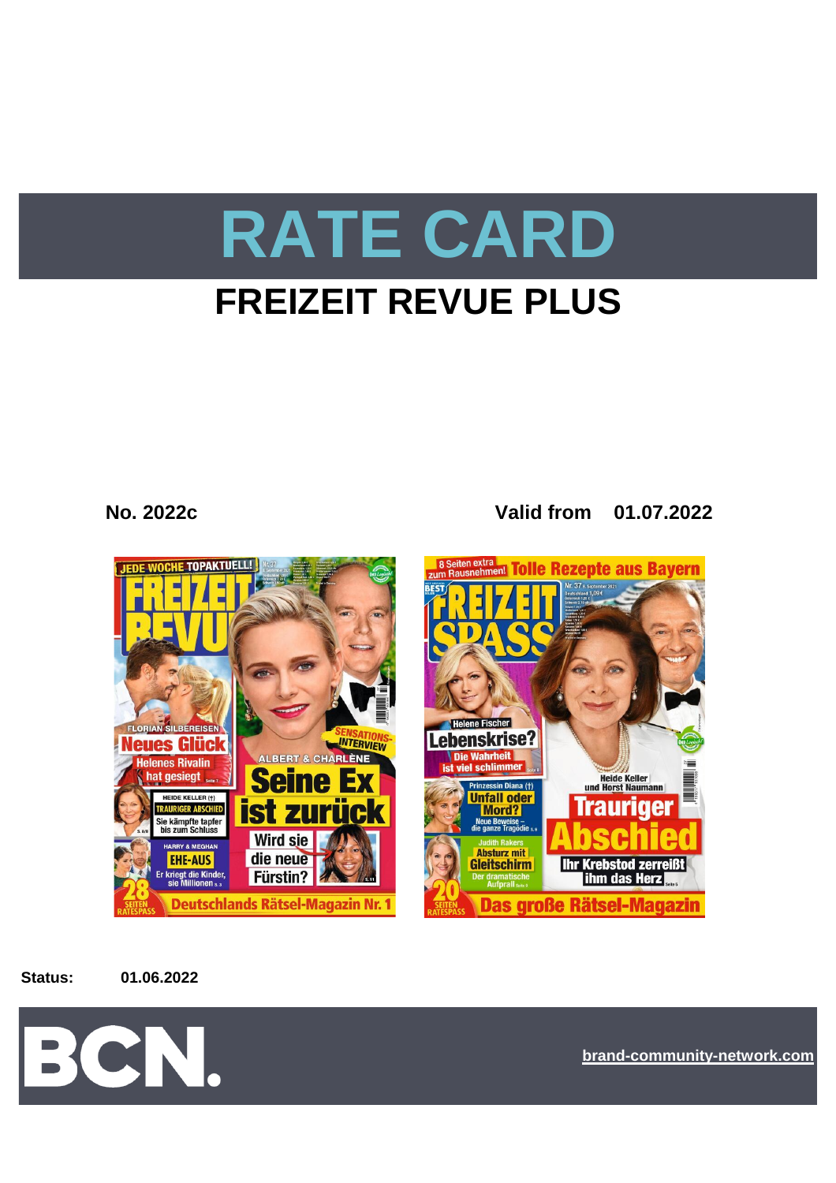# RATE CARD

## FREIZEIT REVUE PLUS

**No. 2022c** **Valid from 01.07.2022**

**Status:** **01.06.2022**

BCN.

brand-community-network.com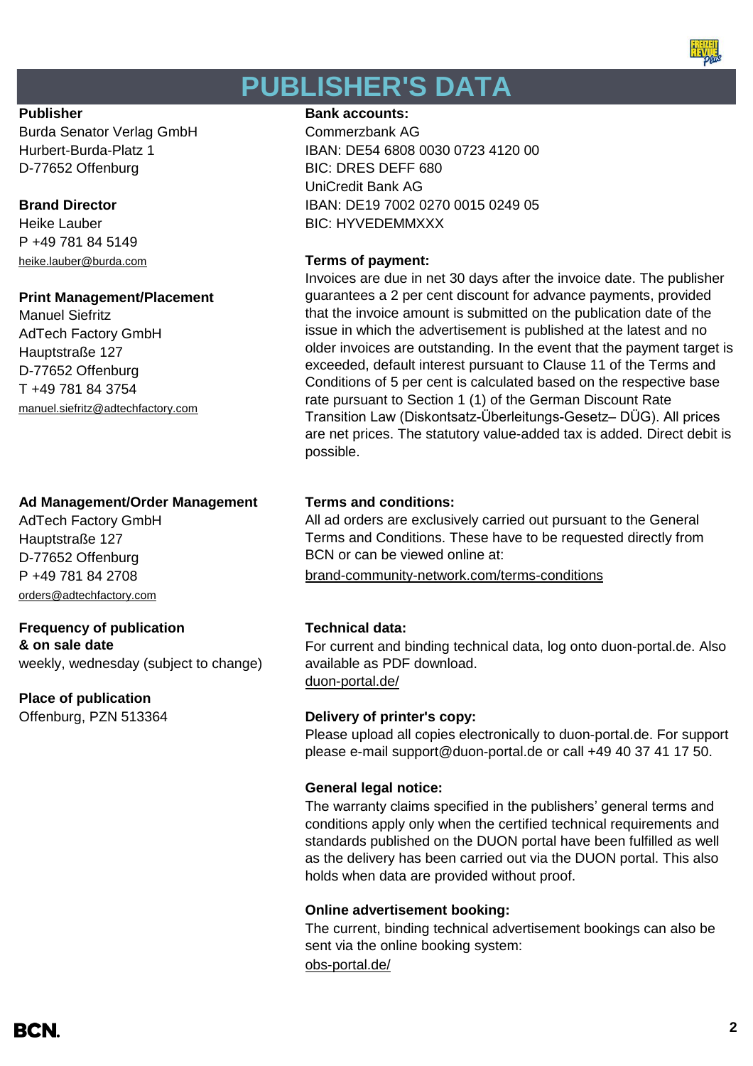# PUBLISHER'S DATA

**Publisher**
Burda Senator Verlag GmbH
Hurbert-Burda-Platz 1
D-77652 Offenburg

**Brand Director**
Heike Lauber
P +49 781 84 5149
heike.lauber@burda.com

**Print Management/Placement**
Manuel Siefritz
AdTech Factory GmbH
Hauptstraße 127
D-77652 Offenburg
T +49 781 84 3754
manuel.siefritz@adtechfactory.com

**Ad Management/Order Management**
AdTech Factory GmbH
Hauptstraße 127
D-77652 Offenburg
P +49 781 84 2708
orders@adtechfactory.com

**Frequency of publication & on sale date**
weekly, wednesday (subject to change)

**Place of publication**
Offenburg, PZN 513364

**Bank accounts:**
Commerzbank AG
IBAN: DE54 6808 0030 0723 4120 00
BIC: DRES DEFF 680
UniCredit Bank AG
IBAN: DE19 7002 0270 0015 0249 05
BIC: HYVEDEMMXXX

**Terms of payment:**
Invoices are due in net 30 days after the invoice date. The publisher guarantees a 2 per cent discount for advance payments, provided that the invoice amount is submitted on the publication date of the issue in which the advertisement is published at the latest and no older invoices are outstanding. In the event that the payment target is exceeded, default interest pursuant to Clause 11 of the Terms and Conditions of 5 per cent is calculated based on the respective base rate pursuant to Section 1 (1) of the German Discount Rate Transition Law (Diskontsatz-Überleitungs-Gesetz– DÜG). All prices are net prices. The statutory value-added tax is added. Direct debit is possible.

**Terms and conditions:**
All ad orders are exclusively carried out pursuant to the General Terms and Conditions. These have to be requested directly from BCN or can be viewed online at:
brand-community-network.com/terms-conditions

**Technical data:**
For current and binding technical data, log onto duon-portal.de. Also available as PDF download.
duon-portal.de/

**Delivery of printer's copy:**
Please upload all copies electronically to duon-portal.de. For support please e-mail support@duon-portal.de or call +49 40 37 41 17 50.

**General legal notice:**
The warranty claims specified in the publishers' general terms and conditions apply only when the certified technical requirements and standards published on the DUON portal have been fulfilled as well as the delivery has been carried out via the DUON portal. This also holds when data are provided without proof.

**Online advertisement booking:**
The current, binding technical advertisement bookings can also be sent via the online booking system:
obs-portal.de/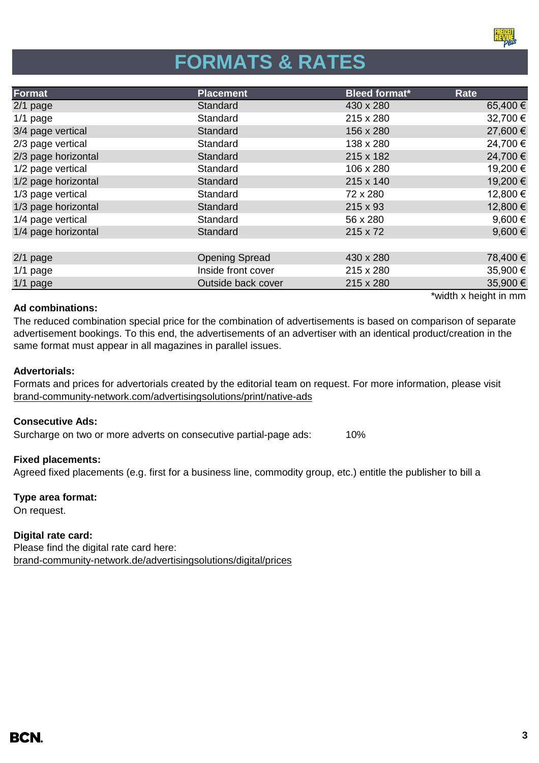# FORMATS & RATES

| Format | Placement | Bleed format* | Rate |
|---|---|---|---|
| 2/1 page | Standard | 430 x 280 | 65,400 € |
| 1/1 page | Standard | 215 x 280 | 32,700 € |
| 3/4 page vertical | Standard | 156 x 280 | 27,600 € |
| 2/3 page vertical | Standard | 138 x 280 | 24,700 € |
| 2/3 page horizontal | Standard | 215 x 182 | 24,700 € |
| 1/2 page vertical | Standard | 106 x 280 | 19,200 € |
| 1/2 page horizontal | Standard | 215 x 140 | 19,200 € |
| 1/3 page vertical | Standard | 72 x 280 | 12,800 € |
| 1/3 page horizontal | Standard | 215 x 93 | 12,800 € |
| 1/4 page vertical | Standard | 56 x 280 | 9,600 € |
| 1/4 page horizontal | Standard | 215 x 72 | 9,600 € |
| | | | |
| 2/1 page | Opening Spread | 430 x 280 | 78,400 € |
| 1/1 page | Inside front cover | 215 x 280 | 35,900 € |
| 1/1 page | Outside back cover | 215 x 280 | 35,900 € |

*width x height in mm

**Ad combinations:**

The reduced combination special price for the combination of advertisements is based on comparison of separate advertisement bookings. To this end, the advertisements of an advertiser with an identical product/creation in the same format must appear in all magazines in parallel issues.

**Advertorials:**

Formats and prices for advertorials created by the editorial team on request. For more information, please visit brand-community-network.com/advertisingsolutions/print/native-ads

**Consecutive Ads:**

Surcharge on two or more adverts on consecutive partial-page ads: 10%

**Fixed placements:**

Agreed fixed placements (e.g. first for a business line, commodity group, etc.) entitle the publisher to bill a

**Type area format:**

On request.

**Digital rate card:**

Please find the digital rate card here:
brand-community-network.de/advertisingsolutions/digital/prices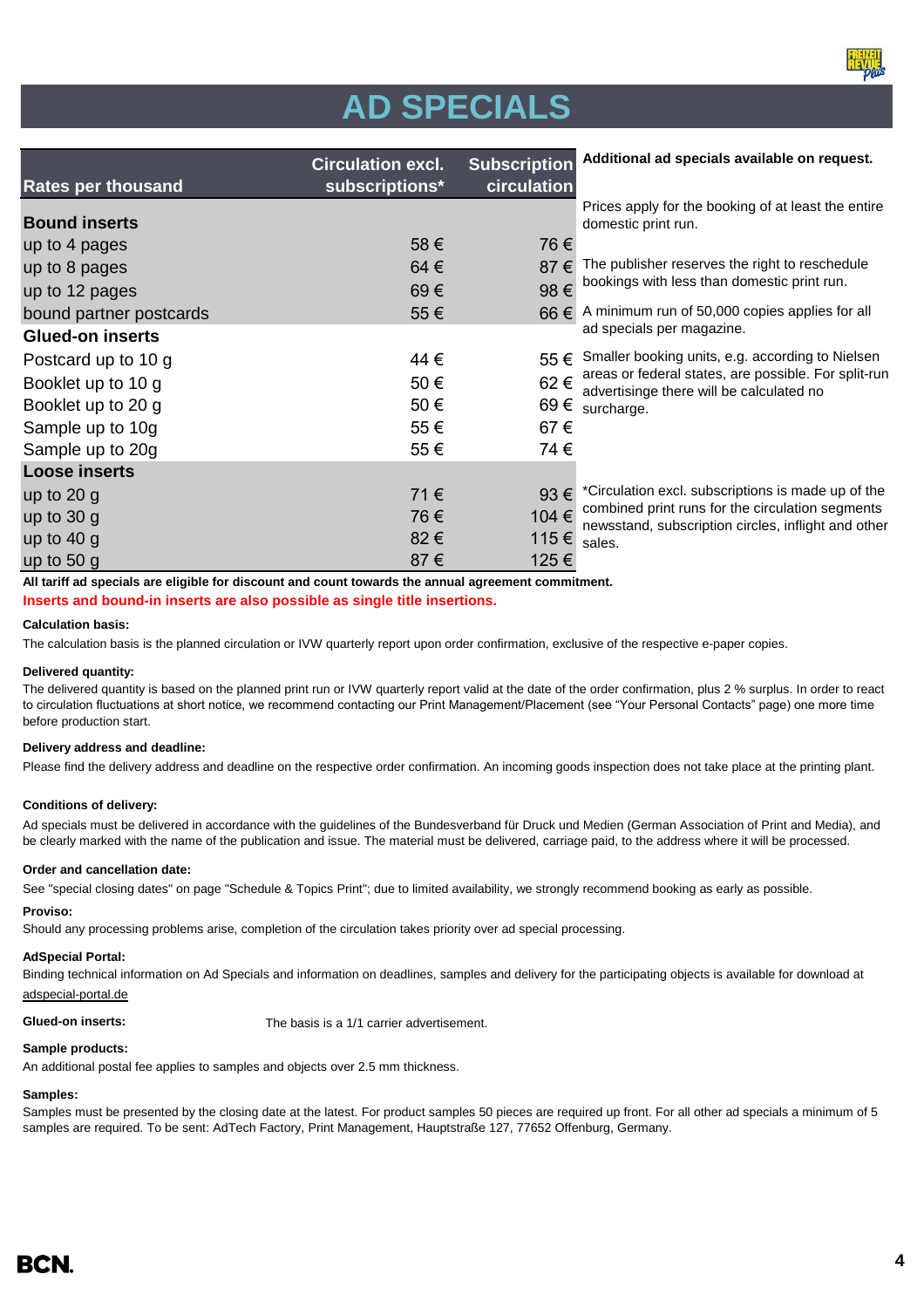# AD SPECIALS

| Rates per thousand | Circulation excl. subscriptions* | Subscription circulation |
|---|---|---|
| **Bound inserts** | | |
| up to 4 pages | 58 € | 76 € |
| up to 8 pages | 64 € | 87 € |
| up to 12 pages | 69 € | 98 € |
| bound partner postcards | 55 € | 66 € |
| **Glued-on inserts** | | |
| Postcard up to 10 g | 44 € | 55 € |
| Booklet up to 10 g | 50 € | 62 € |
| Booklet up to 20 g | 50 € | 69 € |
| Sample up to 10g | 55 € | 67 € |
| Sample up to 20g | 55 € | 74 € |
| **Loose inserts** | | |
| up to 20 g | 71 € | 93 € |
| up to 30 g | 76 € | 104 € |
| up to 40 g | 82 € | 115 € |
| up to 50 g | 87 € | 125 € |

**Additional ad specials available on request.**

Prices apply for the booking of at least the entire domestic print run.

The publisher reserves the right to reschedule bookings with less than domestic print run.

A minimum run of 50,000 copies applies for all ad specials per magazine.

Smaller booking units, e.g. according to Nielsen areas or federal states, are possible. For split-run advertisinge there will be calculated no surcharge.

*Circulation excl. subscriptions is made up of the combined print runs for the circulation segments newsstand, subscription circles, inflight and other sales.

**All tariff ad specials are eligible for discount and count towards the annual agreement commitment.**

**Inserts and bound-in inserts are also possible as single title insertions.**

**Calculation basis:**

The calculation basis is the planned circulation or IVW quarterly report upon order confirmation, exclusive of the respective e-paper copies.

**Delivered quantity:**

The delivered quantity is based on the planned print run or IVW quarterly report valid at the date of the order confirmation, plus 2 % surplus. In order to react to circulation fluctuations at short notice, we recommend contacting our Print Management/Placement (see "Your Personal Contacts" page) one more time before production start.

**Delivery address and deadline:**

Please find the delivery address and deadline on the respective order confirmation. An incoming goods inspection does not take place at the printing plant.

**Conditions of delivery:**

Ad specials must be delivered in accordance with the guidelines of the Bundesverband für Druck und Medien (German Association of Print and Media), and be clearly marked with the name of the publication and issue. The material must be delivered, carriage paid, to the address where it will be processed.

**Order and cancellation date:**

See "special closing dates" on page "Schedule & Topics Print"; due to limited availability, we strongly recommend booking as early as possible.

**Proviso:**

Should any processing problems arise, completion of the circulation takes priority over ad special processing.

**AdSpecial Portal:**

Binding technical information on Ad Specials and information on deadlines, samples and delivery for the participating objects is available for download at adspecial-portal.de

**Glued-on inserts:** The basis is a 1/1 carrier advertisement.

**Sample products:**

An additional postal fee applies to samples and objects over 2.5 mm thickness.

**Samples:**

Samples must be presented by the closing date at the latest. For product samples 50 pieces are required up front. For all other ad specials a minimum of 5 samples are required. To be sent: AdTech Factory, Print Management, Hauptstraße 127, 77652 Offenburg, Germany.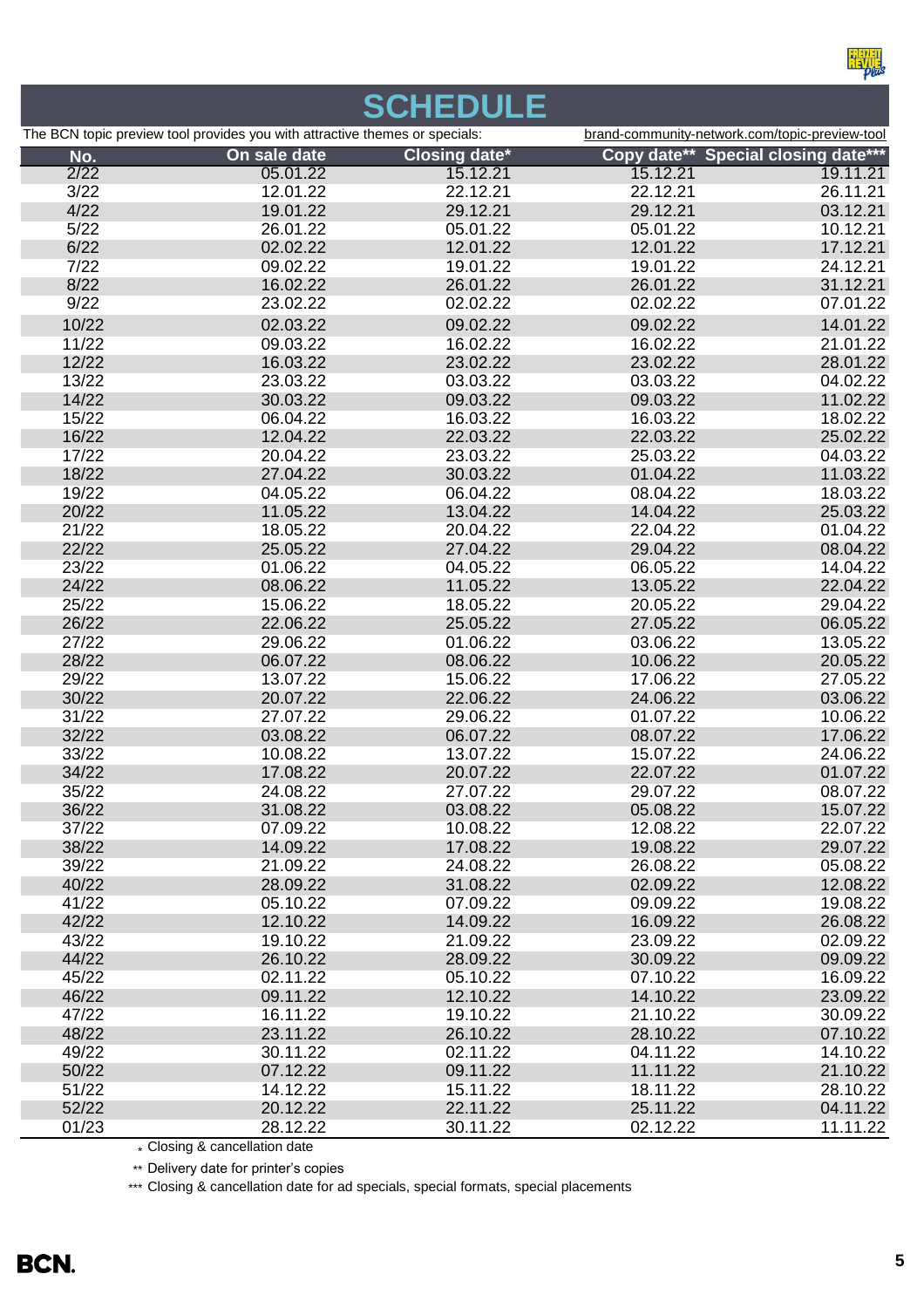# SCHEDULE

The BCN topic preview tool provides you with attractive themes or specials: brand-community-network.com/topic-preview-tool

| No. | On sale date | Closing date* | Copy date** | Special closing date*** |
|---|---|---|---|---|
| 2/22 | 05.01.22 | 15.12.21 | 15.12.21 | 19.11.21 |
| 3/22 | 12.01.22 | 22.12.21 | 22.12.21 | 26.11.21 |
| 4/22 | 19.01.22 | 29.12.21 | 29.12.21 | 03.12.21 |
| 5/22 | 26.01.22 | 05.01.22 | 05.01.22 | 10.12.21 |
| 6/22 | 02.02.22 | 12.01.22 | 12.01.22 | 17.12.21 |
| 7/22 | 09.02.22 | 19.01.22 | 19.01.22 | 24.12.21 |
| 8/22 | 16.02.22 | 26.01.22 | 26.01.22 | 31.12.21 |
| 9/22 | 23.02.22 | 02.02.22 | 02.02.22 | 07.01.22 |
| 10/22 | 02.03.22 | 09.02.22 | 09.02.22 | 14.01.22 |
| 11/22 | 09.03.22 | 16.02.22 | 16.02.22 | 21.01.22 |
| 12/22 | 16.03.22 | 23.02.22 | 23.02.22 | 28.01.22 |
| 13/22 | 23.03.22 | 03.03.22 | 03.03.22 | 04.02.22 |
| 14/22 | 30.03.22 | 09.03.22 | 09.03.22 | 11.02.22 |
| 15/22 | 06.04.22 | 16.03.22 | 16.03.22 | 18.02.22 |
| 16/22 | 12.04.22 | 22.03.22 | 22.03.22 | 25.02.22 |
| 17/22 | 20.04.22 | 23.03.22 | 25.03.22 | 04.03.22 |
| 18/22 | 27.04.22 | 30.03.22 | 01.04.22 | 11.03.22 |
| 19/22 | 04.05.22 | 06.04.22 | 08.04.22 | 18.03.22 |
| 20/22 | 11.05.22 | 13.04.22 | 14.04.22 | 25.03.22 |
| 21/22 | 18.05.22 | 20.04.22 | 22.04.22 | 01.04.22 |
| 22/22 | 25.05.22 | 27.04.22 | 29.04.22 | 08.04.22 |
| 23/22 | 01.06.22 | 04.05.22 | 06.05.22 | 14.04.22 |
| 24/22 | 08.06.22 | 11.05.22 | 13.05.22 | 22.04.22 |
| 25/22 | 15.06.22 | 18.05.22 | 20.05.22 | 29.04.22 |
| 26/22 | 22.06.22 | 25.05.22 | 27.05.22 | 06.05.22 |
| 27/22 | 29.06.22 | 01.06.22 | 03.06.22 | 13.05.22 |
| 28/22 | 06.07.22 | 08.06.22 | 10.06.22 | 20.05.22 |
| 29/22 | 13.07.22 | 15.06.22 | 17.06.22 | 27.05.22 |
| 30/22 | 20.07.22 | 22.06.22 | 24.06.22 | 03.06.22 |
| 31/22 | 27.07.22 | 29.06.22 | 01.07.22 | 10.06.22 |
| 32/22 | 03.08.22 | 06.07.22 | 08.07.22 | 17.06.22 |
| 33/22 | 10.08.22 | 13.07.22 | 15.07.22 | 24.06.22 |
| 34/22 | 17.08.22 | 20.07.22 | 22.07.22 | 01.07.22 |
| 35/22 | 24.08.22 | 27.07.22 | 29.07.22 | 08.07.22 |
| 36/22 | 31.08.22 | 03.08.22 | 05.08.22 | 15.07.22 |
| 37/22 | 07.09.22 | 10.08.22 | 12.08.22 | 22.07.22 |
| 38/22 | 14.09.22 | 17.08.22 | 19.08.22 | 29.07.22 |
| 39/22 | 21.09.22 | 24.08.22 | 26.08.22 | 05.08.22 |
| 40/22 | 28.09.22 | 31.08.22 | 02.09.22 | 12.08.22 |
| 41/22 | 05.10.22 | 07.09.22 | 09.09.22 | 19.08.22 |
| 42/22 | 12.10.22 | 14.09.22 | 16.09.22 | 26.08.22 |
| 43/22 | 19.10.22 | 21.09.22 | 23.09.22 | 02.09.22 |
| 44/22 | 26.10.22 | 28.09.22 | 30.09.22 | 09.09.22 |
| 45/22 | 02.11.22 | 05.10.22 | 07.10.22 | 16.09.22 |
| 46/22 | 09.11.22 | 12.10.22 | 14.10.22 | 23.09.22 |
| 47/22 | 16.11.22 | 19.10.22 | 21.10.22 | 30.09.22 |
| 48/22 | 23.11.22 | 26.10.22 | 28.10.22 | 07.10.22 |
| 49/22 | 30.11.22 | 02.11.22 | 04.11.22 | 14.10.22 |
| 50/22 | 07.12.22 | 09.11.22 | 11.11.22 | 21.10.22 |
| 51/22 | 14.12.22 | 15.11.22 | 18.11.22 | 28.10.22 |
| 52/22 | 20.12.22 | 22.11.22 | 25.11.22 | 04.11.22 |
| 01/23 | 28.12.22 | 30.11.22 | 02.12.22 | 11.11.22 |

\* Closing & cancellation date

** Delivery date for printer's copies

*** Closing & cancellation date for ad specials, special formats, special placements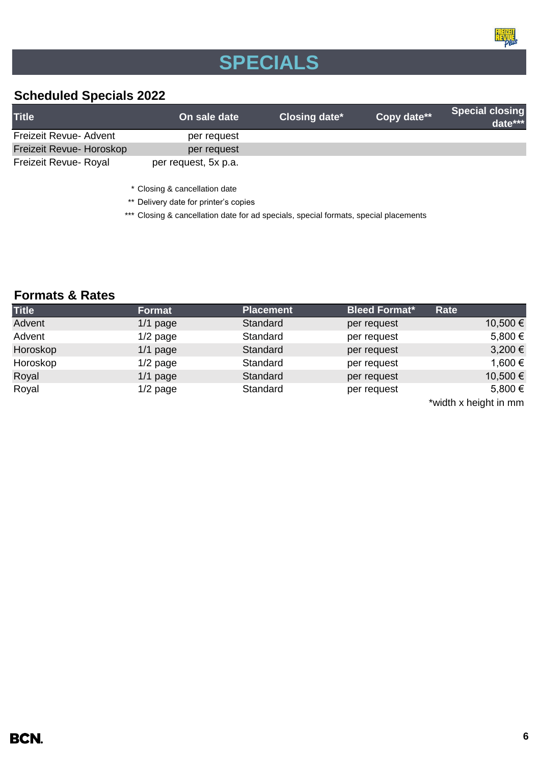# SPECIALS

## Scheduled Specials 2022

| Title | On sale date | Closing date* | Copy date** | Special closing date*** |
|---|---|---|---|---|
| Freizeit Revue- Advent | per request | | | |
| Freizeit Revue- Horoskop | per request | | | |
| Freizeit Revue- Royal | per request, 5x p.a. | | | |

\* Closing & cancellation date

** Delivery date for printer's copies

*** Closing & cancellation date for ad specials, special formats, special placements

## Formats & Rates

| Title | Format | Placement | Bleed Format* | Rate |
|---|---|---|---|---|
| Advent | 1/1 page | Standard | per request | 10,500 € |
| Advent | 1/2 page | Standard | per request | 5,800 € |
| Horoskop | 1/1 page | Standard | per request | 3,200 € |
| Horoskop | 1/2 page | Standard | per request | 1,600 € |
| Royal | 1/1 page | Standard | per request | 10,500 € |
| Royal | 1/2 page | Standard | per request | 5,800 € |

*width x height in mm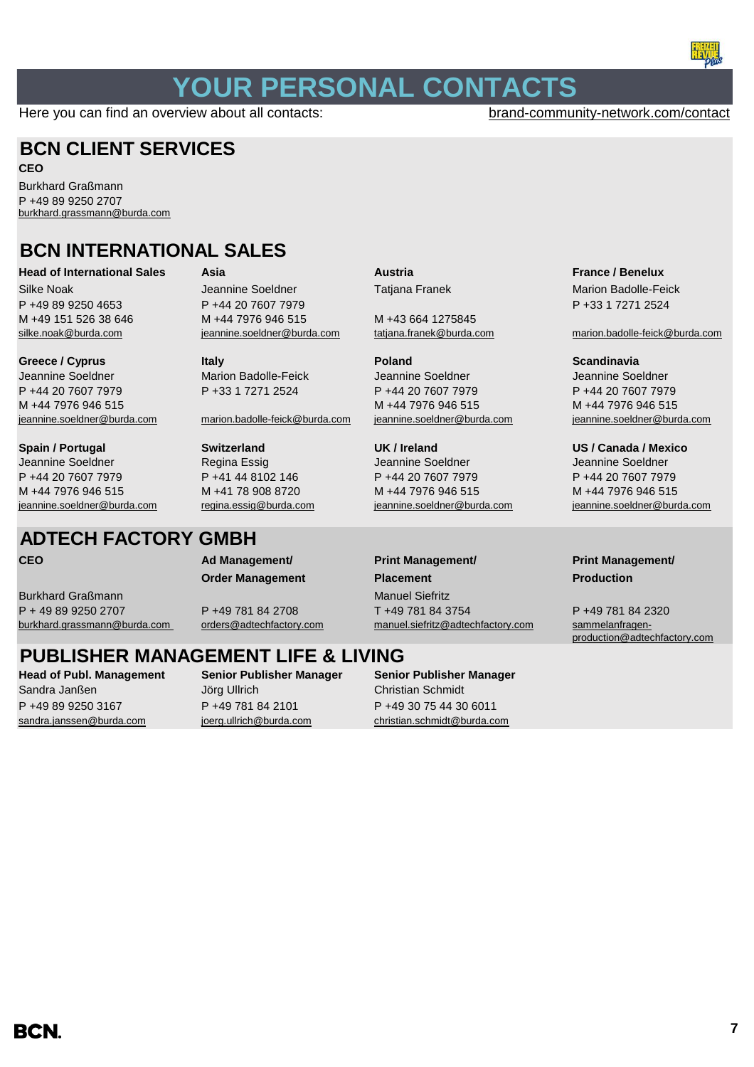# YOUR PERSONAL CONTACTS

Here you can find an overview about all contacts: brand-community-network.com/contact

## BCN CLIENT SERVICES

**CEO**

Burkhard Graßmann
P +49 89 9250 2707
burkhard.grassmann@burda.com

## BCN INTERNATIONAL SALES

**Head of International Sales**
Silke Noak
P +49 89 9250 4653
M +49 151 526 38 646
silke.noak@burda.com

**Asia**
Jeannine Soeldner
P +44 20 7607 7979
M +44 7976 946 515
jeannine.soeldner@burda.com

**Austria**
Tatjana Franek
M +43 664 1275845
tatjana.franek@burda.com

**France / Benelux**
Marion Badolle-Feick
P +33 1 7271 2524
marion.badolle-feick@burda.com

**Greece / Cyprus**
Jeannine Soeldner
P +44 20 7607 7979
M +44 7976 946 515
jeannine.soeldner@burda.com

**Italy**
Marion Badolle-Feick
P +33 1 7271 2524
marion.badolle-feick@burda.com

**Poland**
Jeannine Soeldner
P +44 20 7607 7979
M +44 7976 946 515
jeannine.soeldner@burda.com

**Scandinavia**
Jeannine Soeldner
P +44 20 7607 7979
M +44 7976 946 515
jeannine.soeldner@burda.com

**Spain / Portugal**
Jeannine Soeldner
P +44 20 7607 7979
M +44 7976 946 515
jeannine.soeldner@burda.com

**Switzerland**
Regina Essig
P +41 44 8102 146
M +41 78 908 8720
regina.essig@burda.com

**UK / Ireland**
Jeannine Soeldner
P +44 20 7607 7979
M +44 7976 946 515
jeannine.soeldner@burda.com

**US / Canada / Mexico**
Jeannine Soeldner
P +44 20 7607 7979
M +44 7976 946 515
jeannine.soeldner@burda.com

## ADTECH FACTORY GMBH

**CEO**
Burkhard Graßmann
P + 49 89 9250 2707
burkhard.grassmann@burda.com

**Ad Management/ Order Management**
P +49 781 84 2708
orders@adtechfactory.com

**Print Management/ Placement**
Manuel Siefritz
T +49 781 84 3754
manuel.siefritz@adtechfactory.com

**Print Management/ Production**
P +49 781 84 2320
sammelanfragen-production@adtechfactory.com

## PUBLISHER MANAGEMENT LIFE & LIVING

**Head of Publ. Management**
Sandra Janßen
P +49 89 9250 3167
sandra.janssen@burda.com

**Senior Publisher Manager**
Jörg Ullrich
P +49 781 84 2101
joerg.ullrich@burda.com

**Senior Publisher Manager**
Christian Schmidt
P +49 30 75 44 30 6011
christian.schmidt@burda.com